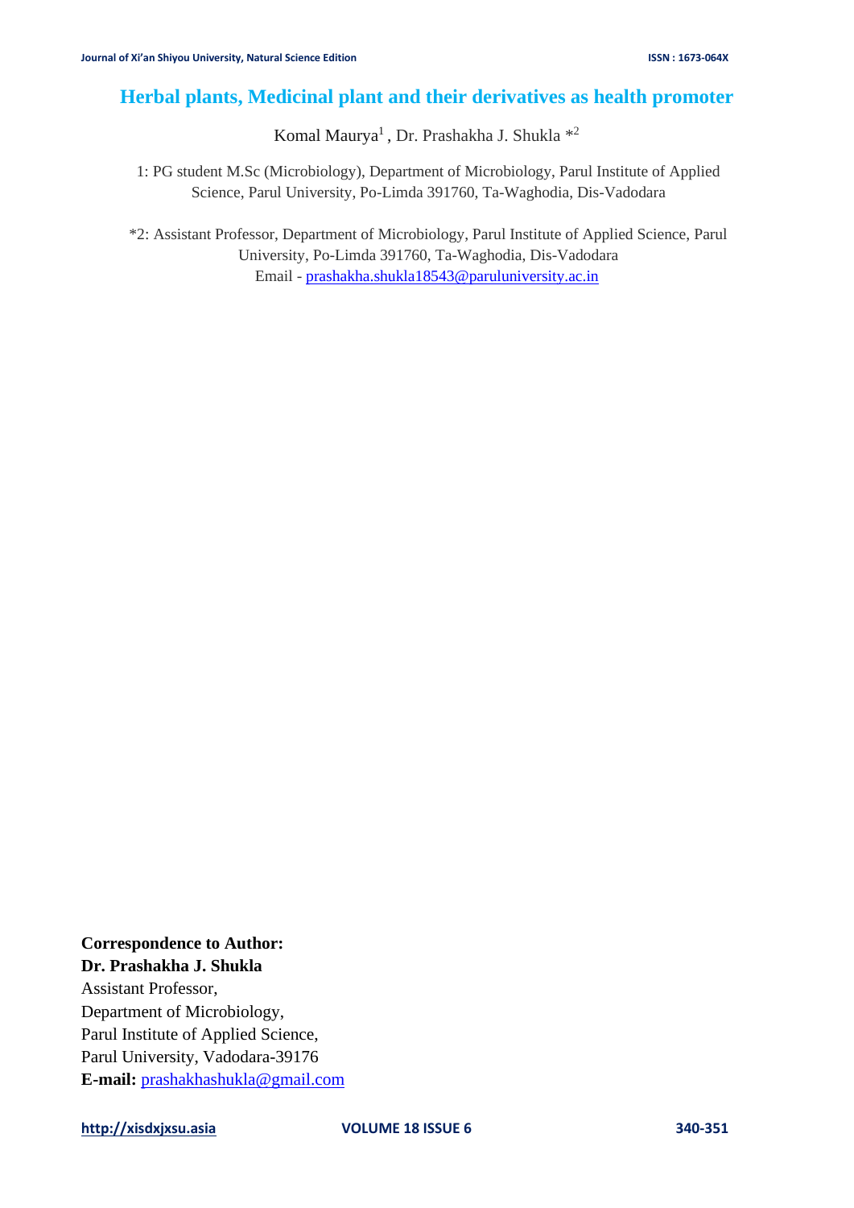# Herbal plants, Medicinal plant and their derivatives as health promoter

Komal Maurya[1] , Dr. Prashakha J. Shukla *[2]

1: PG student M.Sc (Microbiology), Department of Microbiology, Parul Institute of Applied Science, Parul University, Po-Limda 391760, Ta-Waghodia, Dis-Vadodara

*2: Assistant Professor, Department of Microbiology, Parul Institute of Applied Science, Parul University, Po-Limda 391760, Ta-Waghodia, Dis-Vadodara
Email - prashakha.shukla18543@paruluniversity.ac.in

**Correspondence to Author:**
**Dr. Prashakha J. Shukla**
Assistant Professor,
Department of Microbiology,
Parul Institute of Applied Science,
Parul University, Vadodara-39176
**E-mail:** prashakhashukla@gmail.com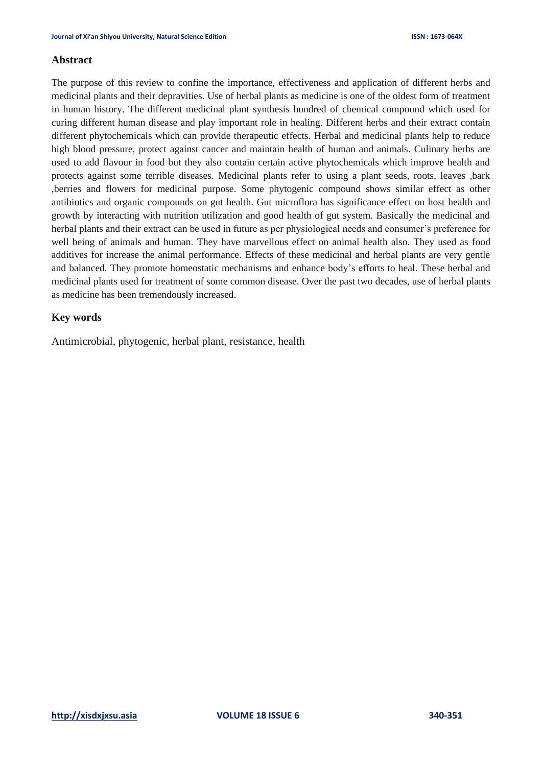## Abstract

The purpose of this review to confine the importance, effectiveness and application of different herbs and medicinal plants and their depravities. Use of herbal plants as medicine is one of the oldest form of treatment in human history. The different medicinal plant synthesis hundred of chemical compound which used for curing different human disease and play important role in healing. Different herbs and their extract contain different phytochemicals which can provide therapeutic effects. Herbal and medicinal plants help to reduce high blood pressure, protect against cancer and maintain health of human and animals. Culinary herbs are used to add flavour in food but they also contain certain active phytochemicals which improve health and protects against some terrible diseases. Medicinal plants refer to using a plant seeds, roots, leaves ,bark ,berries and flowers for medicinal purpose. Some phytogenic compound shows similar effect as other antibiotics and organic compounds on gut health. Gut microflora has significance effect on host health and growth by interacting with nutrition utilization and good health of gut system. Basically the medicinal and herbal plants and their extract can be used in future as per physiological needs and consumer's preference for well being of animals and human. They have marvellous effect on animal health also. They used as food additives for increase the animal performance. Effects of these medicinal and herbal plants are very gentle and balanced. They promote homeostatic mechanisms and enhance body's efforts to heal. These herbal and medicinal plants used for treatment of some common disease. Over the past two decades, use of herbal plants as medicine has been tremendously increased.

## Key words

Antimicrobial, phytogenic, herbal plant, resistance, health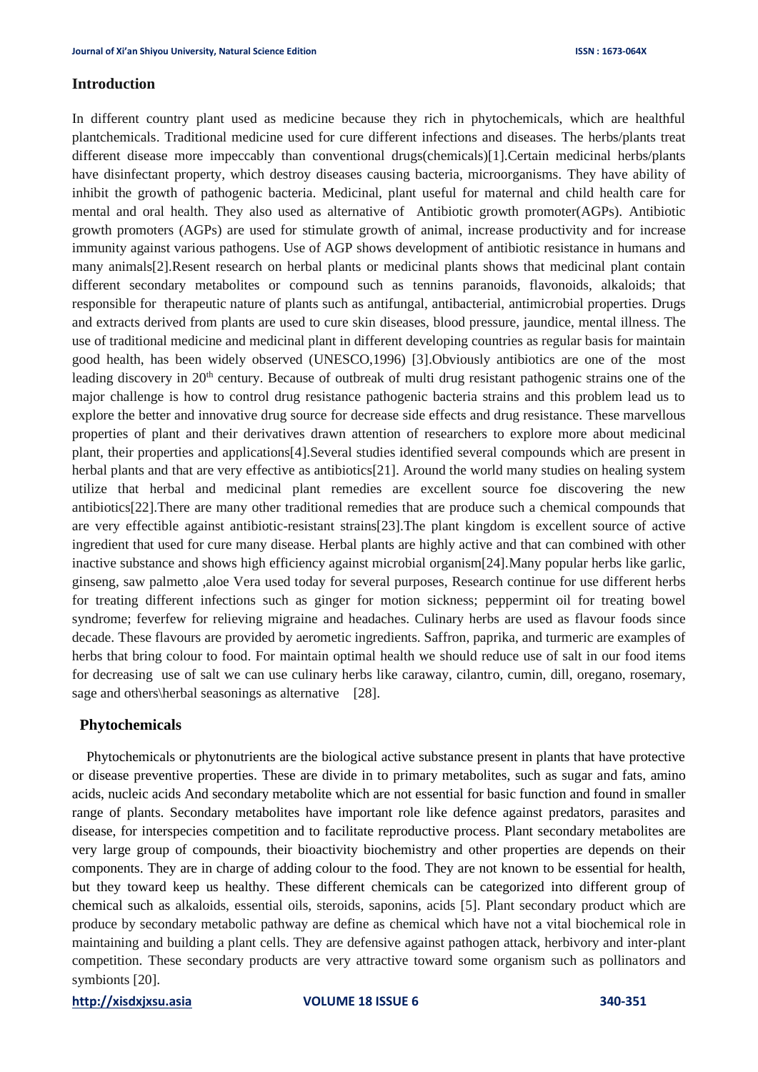## Introduction

In different country plant used as medicine because they rich in phytochemicals, which are healthful plantchemicals. Traditional medicine used for cure different infections and diseases. The herbs/plants treat different disease more impeccably than conventional drugs(chemicals)[1].Certain medicinal herbs/plants have disinfectant property, which destroy diseases causing bacteria, microorganisms. They have ability of inhibit the growth of pathogenic bacteria. Medicinal, plant useful for maternal and child health care for mental and oral health. They also used as alternative of Antibiotic growth promoter(AGPs). Antibiotic growth promoters (AGPs) are used for stimulate growth of animal, increase productivity and for increase immunity against various pathogens. Use of AGP shows development of antibiotic resistance in humans and many animals[2].Resent research on herbal plants or medicinal plants shows that medicinal plant contain different secondary metabolites or compound such as tennins paranoids, flavonoids, alkaloids; that responsible for therapeutic nature of plants such as antifungal, antibacterial, antimicrobial properties. Drugs and extracts derived from plants are used to cure skin diseases, blood pressure, jaundice, mental illness. The use of traditional medicine and medicinal plant in different developing countries as regular basis for maintain good health, has been widely observed (UNESCO,1996) [3].Obviously antibiotics are one of the most leading discovery in 20th century. Because of outbreak of multi drug resistant pathogenic strains one of the major challenge is how to control drug resistance pathogenic bacteria strains and this problem lead us to explore the better and innovative drug source for decrease side effects and drug resistance. These marvellous properties of plant and their derivatives drawn attention of researchers to explore more about medicinal plant, their properties and applications[4].Several studies identified several compounds which are present in herbal plants and that are very effective as antibiotics[21]. Around the world many studies on healing system utilize that herbal and medicinal plant remedies are excellent source foe discovering the new antibiotics[22].There are many other traditional remedies that are produce such a chemical compounds that are very effectible against antibiotic-resistant strains[23].The plant kingdom is excellent source of active ingredient that used for cure many disease. Herbal plants are highly active and that can combined with other inactive substance and shows high efficiency against microbial organism[24].Many popular herbs like garlic, ginseng, saw palmetto ,aloe Vera used today for several purposes, Research continue for use different herbs for treating different infections such as ginger for motion sickness; peppermint oil for treating bowel syndrome; feverfew for relieving migraine and headaches. Culinary herbs are used as flavour foods since decade. These flavours are provided by aerometic ingredients. Saffron, paprika, and turmeric are examples of herbs that bring colour to food. For maintain optimal health we should reduce use of salt in our food items for decreasing use of salt we can use culinary herbs like caraway, cilantro, cumin, dill, oregano, rosemary, sage and others\herbal seasonings as alternative [28].

## Phytochemicals

Phytochemicals or phytonutrients are the biological active substance present in plants that have protective or disease preventive properties. These are divide in to primary metabolites, such as sugar and fats, amino acids, nucleic acids And secondary metabolite which are not essential for basic function and found in smaller range of plants. Secondary metabolites have important role like defence against predators, parasites and disease, for interspecies competition and to facilitate reproductive process. Plant secondary metabolites are very large group of compounds, their bioactivity biochemistry and other properties are depends on their components. They are in charge of adding colour to the food. They are not known to be essential for health, but they toward keep us healthy. These different chemicals can be categorized into different group of chemical such as alkaloids, essential oils, steroids, saponins, acids [5]. Plant secondary product which are produce by secondary metabolic pathway are define as chemical which have not a vital biochemical role in maintaining and building a plant cells. They are defensive against pathogen attack, herbivory and inter-plant competition. These secondary products are very attractive toward some organism such as pollinators and symbionts [20].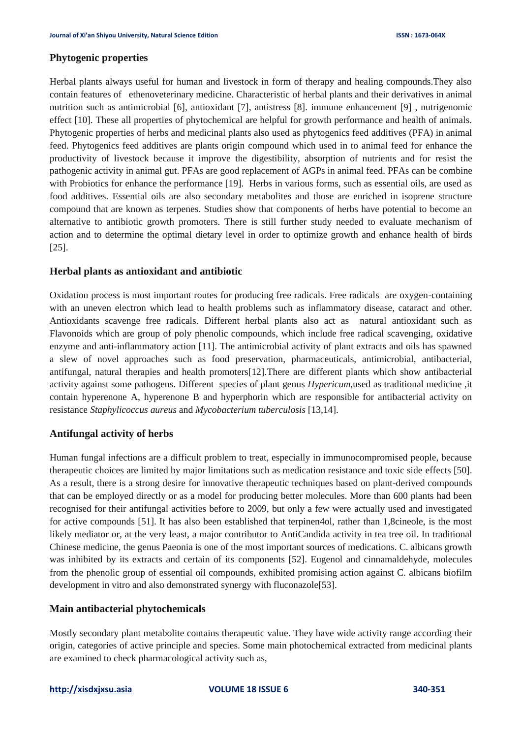## Phytogenic properties

Herbal plants always useful for human and livestock in form of therapy and healing compounds.They also contain features of ethenoveterinary medicine. Characteristic of herbal plants and their derivatives in animal nutrition such as antimicrobial [6], antioxidant [7], antistress [8]. immune enhancement [9] , nutrigenomic effect [10]. These all properties of phytochemical are helpful for growth performance and health of animals. Phytogenic properties of herbs and medicinal plants also used as phytogenics feed additives (PFA) in animal feed. Phytogenics feed additives are plants origin compound which used in to animal feed for enhance the productivity of livestock because it improve the digestibility, absorption of nutrients and for resist the pathogenic activity in animal gut. PFAs are good replacement of AGPs in animal feed. PFAs can be combine with Probiotics for enhance the performance [19]. Herbs in various forms, such as essential oils, are used as food additives. Essential oils are also secondary metabolites and those are enriched in isoprene structure compound that are known as terpenes. Studies show that components of herbs have potential to become an alternative to antibiotic growth promoters. There is still further study needed to evaluate mechanism of action and to determine the optimal dietary level in order to optimize growth and enhance health of birds [25].

## Herbal plants as antioxidant and antibiotic

Oxidation process is most important routes for producing free radicals. Free radicals are oxygen-containing with an uneven electron which lead to health problems such as inflammatory disease, cataract and other. Antioxidants scavenge free radicals. Different herbal plants also act as natural antioxidant such as Flavonoids which are group of poly phenolic compounds, which include free radical scavenging, oxidative enzyme and anti-inflammatory action [11]. The antimicrobial activity of plant extracts and oils has spawned a slew of novel approaches such as food preservation, pharmaceuticals, antimicrobial, antibacterial, antifungal, natural therapies and health promoters[12].There are different plants which show antibacterial activity against some pathogens. Different species of plant genus *Hypericum*,used as traditional medicine ,it contain hyperenone A, hyperenone B and hyperphorin which are responsible for antibacterial activity on resistance *Staphylicoccus aureus* and *Mycobacterium tuberculosis* [13,14].

## Antifungal activity of herbs

Human fungal infections are a difficult problem to treat, especially in immunocompromised people, because therapeutic choices are limited by major limitations such as medication resistance and toxic side effects [50]. As a result, there is a strong desire for innovative therapeutic techniques based on plant-derived compounds that can be employed directly or as a model for producing better molecules. More than 600 plants had been recognised for their antifungal activities before to 2009, but only a few were actually used and investigated for active compounds [51]. It has also been established that terpinen4ol, rather than 1,8cineole, is the most likely mediator or, at the very least, a major contributor to AntiCandida activity in tea tree oil. In traditional Chinese medicine, the genus Paeonia is one of the most important sources of medications. C. albicans growth was inhibited by its extracts and certain of its components [52]. Eugenol and cinnamaldehyde, molecules from the phenolic group of essential oil compounds, exhibited promising action against C. albicans biofilm development in vitro and also demonstrated synergy with fluconazole[53].

## Main antibacterial phytochemicals

Mostly secondary plant metabolite contains therapeutic value. They have wide activity range according their origin, categories of active principle and species. Some main photochemical extracted from medicinal plants are examined to check pharmacological activity such as,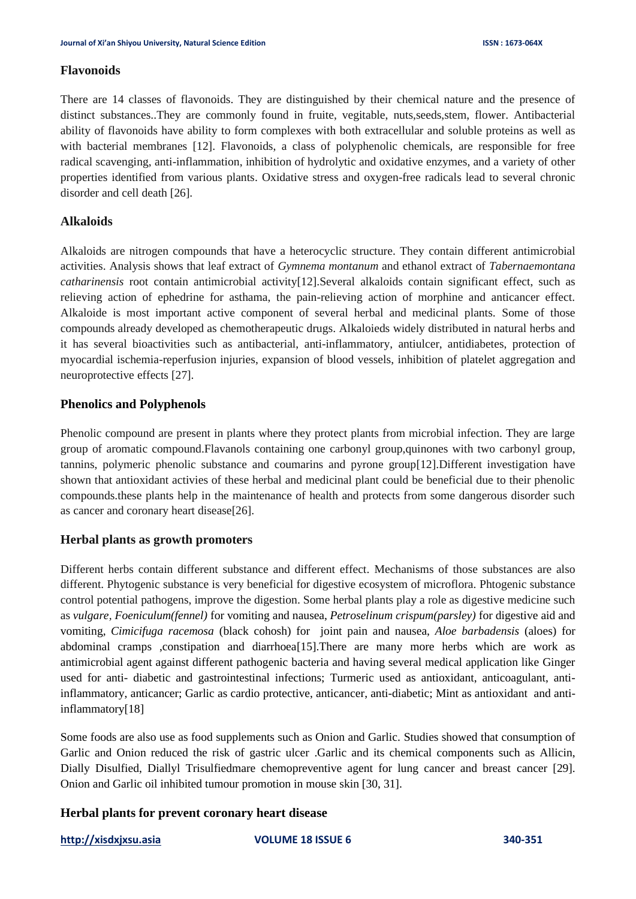## Flavonoids

There are 14 classes of flavonoids. They are distinguished by their chemical nature and the presence of distinct substances..They are commonly found in fruite, vigetable, nuts,seeds,stem, flower. Antibacterial ability of flavonoids have ability to form complexes with both extracellular and soluble proteins as well as with bacterial membranes [12]. Flavonoids, a class of polyphenolic chemicals, are responsible for free radical scavenging, anti-inflammation, inhibition of hydrolytic and oxidative enzymes, and a variety of other properties identified from various plants. Oxidative stress and oxygen-free radicals lead to several chronic disorder and cell death [26].

## Alkaloids

Alkaloids are nitrogen compounds that have a heterocyclic structure. They contain different antimicrobial activities. Analysis shows that leaf extract of *Gymnema montanum* and ethanol extract of *Tabernaemontana catharinensis* root contain antimicrobial activity[12].Several alkaloids contain significant effect, such as relieving action of ephedrine for asthama, the pain-relieving action of morphine and anticancer effect. Alkaloide is most important active component of several herbal and medicinal plants. Some of those compounds already developed as chemotherapeutic drugs. Alkaloieds widely distributed in natural herbs and it has several bioactivities such as antibacterial, anti-inflammatory, antiulcer, antidiabetes, protection of myocardial ischemia-reperfusion injuries, expansion of blood vessels, inhibition of platelet aggregation and neuroprotective effects [27].

## Phenolics and Polyphenols

Phenolic compound are present in plants where they protect plants from microbial infection. They are large group of aromatic compound.Flavanols containing one carbonyl group,quinones with two carbonyl group, tannins, polymeric phenolic substance and coumarins and pyrone group[12].Different investigation have shown that antioxidant activies of these herbal and medicinal plant could be beneficial due to their phenolic compounds.these plants help in the maintenance of health and protects from some dangerous disorder such as cancer and coronary heart disease[26].

## Herbal plants as growth promoters

Different herbs contain different substance and different effect. Mechanisms of those substances are also different. Phytogenic substance is very beneficial for digestive ecosystem of microflora. Phtogenic substance control potential pathogens, improve the digestion. Some herbal plants play a role as digestive medicine such as *vulgare, Foeniculum(fennel)* for vomiting and nausea, *Petroselinum crispum(parsley)* for digestive aid and vomiting, *Cimicifuga racemosa* (black cohosh) for joint pain and nausea, *Aloe barbadensis* (aloes) for abdominal cramps ,constipation and diarrhoea[15].There are many more herbs which are work as antimicrobial agent against different pathogenic bacteria and having several medical application like Ginger used for anti- diabetic and gastrointestinal infections; Turmeric used as antioxidant, anticoagulant, anti-inflammatory, anticancer; Garlic as cardio protective, anticancer, anti-diabetic; Mint as antioxidant and anti-inflammatory[18]

Some foods are also use as food supplements such as Onion and Garlic. Studies showed that consumption of Garlic and Onion reduced the risk of gastric ulcer .Garlic and its chemical components such as Allicin, Dially Disulfied, Diallyl Trisulfiedmare chemopreventive agent for lung cancer and breast cancer [29]. Onion and Garlic oil inhibited tumour promotion in mouse skin [30, 31].

## Herbal plants for prevent coronary heart disease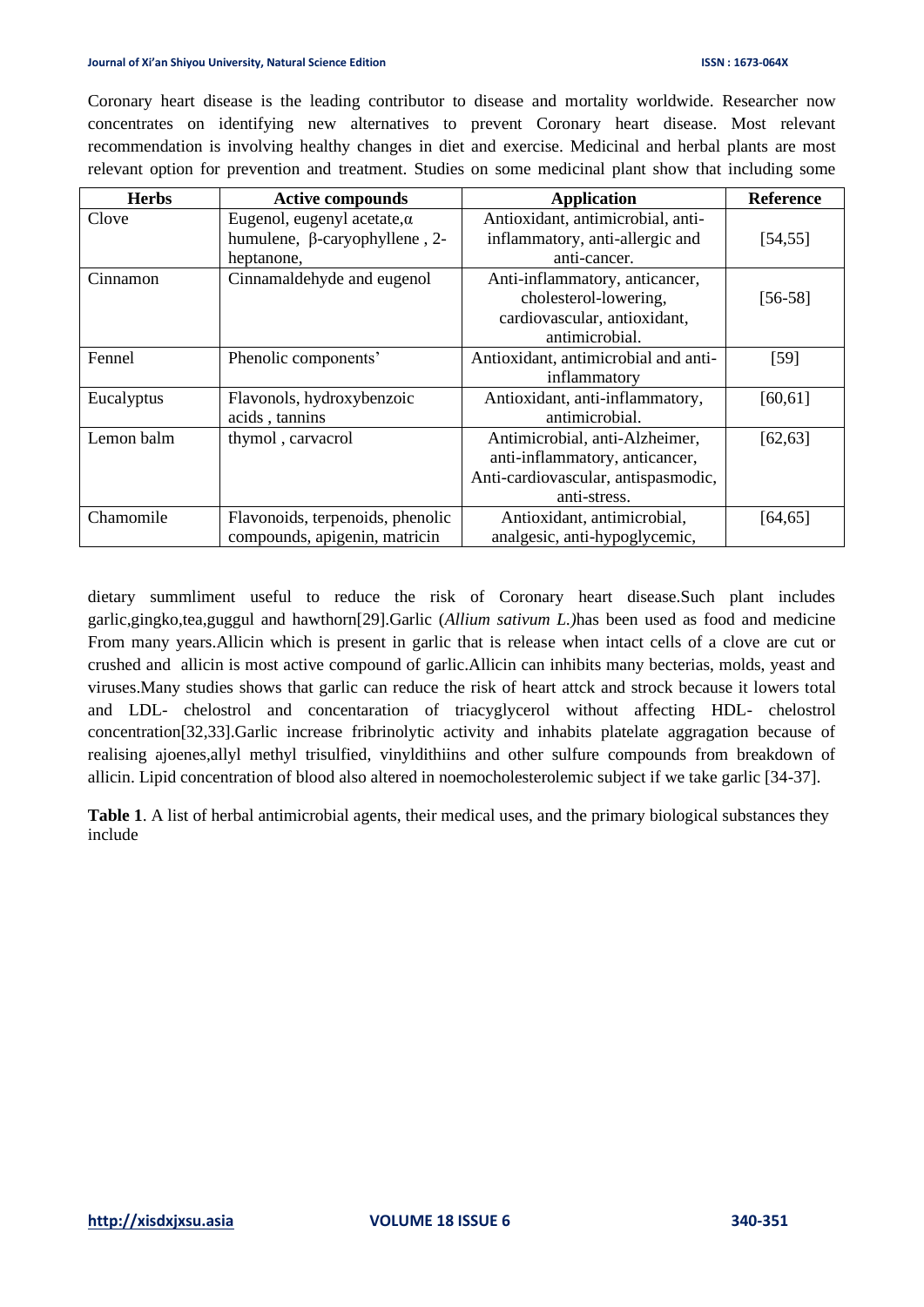Coronary heart disease is the leading contributor to disease and mortality worldwide. Researcher now concentrates on identifying new alternatives to prevent Coronary heart disease. Most relevant recommendation is involving healthy changes in diet and exercise. Medicinal and herbal plants are most relevant option for prevention and treatment. Studies on some medicinal plant show that including some

| Herbs | Active compounds | Application | Reference |
|---|---|---|---|
| Clove | Eugenol, eugenyl acetate,α humulene, β-caryophyllene , 2-heptanone, | Antioxidant, antimicrobial, anti-inflammatory, anti-allergic and anti-cancer. | [54,55] |
| Cinnamon | Cinnamaldehyde and eugenol | Anti-inflammatory, anticancer, cholesterol-lowering, cardiovascular, antioxidant, antimicrobial. | [56-58] |
| Fennel | Phenolic components' | Antioxidant, antimicrobial and anti-inflammatory | [59] |
| Eucalyptus | Flavonols, hydroxybenzoic acids , tannins | Antioxidant, anti-inflammatory, antimicrobial. | [60,61] |
| Lemon balm | thymol , carvacrol | Antimicrobial, anti-Alzheimer, anti-inflammatory, anticancer, Anti-cardiovascular, antispasmodic, anti-stress. | [62,63] |
| Chamomile | Flavonoids, terpenoids, phenolic compounds, apigenin, matricin | Antioxidant, antimicrobial, analgesic, anti-hypoglycemic, | [64,65] |

dietary summliment useful to reduce the risk of Coronary heart disease.Such plant includes garlic,gingko,tea,guggul and hawthorn[29].Garlic (*Allium sativum L.)*has been used as food and medicine From many years.Allicin which is present in garlic that is release when intact cells of a clove are cut or crushed and allicin is most active compound of garlic.Allicin can inhibits many becterias, molds, yeast and viruses.Many studies shows that garlic can reduce the risk of heart attck and strock because it lowers total and LDL- chelostrol and concentaration of triacyglycerol without affecting HDL- chelostrol concentration[32,33].Garlic increase fribrinolytic activity and inhabits platelate aggragation because of realising ajoenes,allyl methyl trisulfied, vinyldithiins and other sulfure compounds from breakdown of allicin. Lipid concentration of blood also altered in noemocholesterolemic subject if we take garlic [34-37].

**Table 1**. A list of herbal antimicrobial agents, their medical uses, and the primary biological substances they include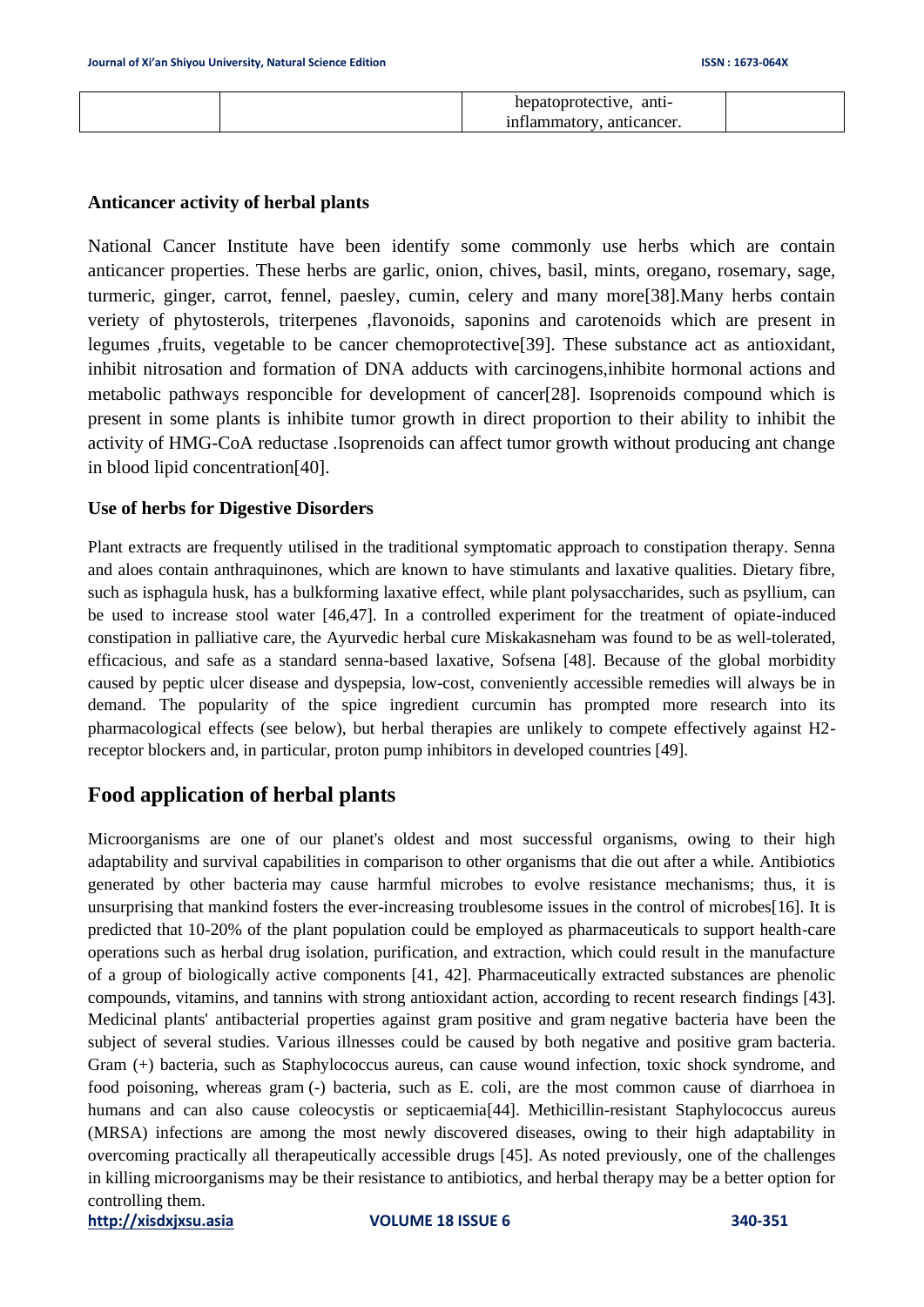|  |  | hepatoprotective, anti-inflammatory, anticancer. |  |
|---|---|---|---|

**Anticancer activity of herbal plants**

National Cancer Institute have been identify some commonly use herbs which are contain anticancer properties. These herbs are garlic, onion, chives, basil, mints, oregano, rosemary, sage, turmeric, ginger, carrot, fennel, paesley, cumin, celery and many more[38].Many herbs contain veriety of phytosterols, triterpenes ,flavonoids, saponins and carotenoids which are present in legumes ,fruits, vegetable to be cancer chemoprotective[39]. These substance act as antioxidant, inhibit nitrosation and formation of DNA adducts with carcinogens,inhibite hormonal actions and metabolic pathways responcible for development of cancer[28]. Isoprenoids compound which is present in some plants is inhibite tumor growth in direct proportion to their ability to inhibit the activity of HMG-CoA reductase .Isoprenoids can affect tumor growth without producing ant change in blood lipid concentration[40].

**Use of herbs for Digestive Disorders**

Plant extracts are frequently utilised in the traditional symptomatic approach to constipation therapy. Senna and aloes contain anthraquinones, which are known to have stimulants and laxative qualities. Dietary fibre, such as isphagula husk, has a bulkforming laxative effect, while plant polysaccharides, such as psyllium, can be used to increase stool water [46,47]. In a controlled experiment for the treatment of opiate-induced constipation in palliative care, the Ayurvedic herbal cure Miskakasneham was found to be as well-tolerated, efficacious, and safe as a standard senna-based laxative, Sofsena [48]. Because of the global morbidity caused by peptic ulcer disease and dyspepsia, low-cost, conveniently accessible remedies will always be in demand. The popularity of the spice ingredient curcumin has prompted more research into its pharmacological effects (see below), but herbal therapies are unlikely to compete effectively against H2-receptor blockers and, in particular, proton pump inhibitors in developed countries [49].

## Food application of herbal plants

Microorganisms are one of our planet's oldest and most successful organisms, owing to their high adaptability and survival capabilities in comparison to other organisms that die out after a while. Antibiotics generated by other bacteria may cause harmful microbes to evolve resistance mechanisms; thus, it is unsurprising that mankind fosters the ever-increasing troublesome issues in the control of microbes[16]. It is predicted that 10-20% of the plant population could be employed as pharmaceuticals to support health-care operations such as herbal drug isolation, purification, and extraction, which could result in the manufacture of a group of biologically active components [41, 42]. Pharmaceutically extracted substances are phenolic compounds, vitamins, and tannins with strong antioxidant action, according to recent research findings [43]. Medicinal plants' antibacterial properties against gram positive and gram negative bacteria have been the subject of several studies. Various illnesses could be caused by both negative and positive gram bacteria. Gram (+) bacteria, such as Staphylococcus aureus, can cause wound infection, toxic shock syndrome, and food poisoning, whereas gram (-) bacteria, such as E. coli, are the most common cause of diarrhoea in humans and can also cause coleocystis or septicaemia[44]. Methicillin-resistant Staphylococcus aureus (MRSA) infections are among the most newly discovered diseases, owing to their high adaptability in overcoming practically all therapeutically accessible drugs [45]. As noted previously, one of the challenges in killing microorganisms may be their resistance to antibiotics, and herbal therapy may be a better option for controlling them.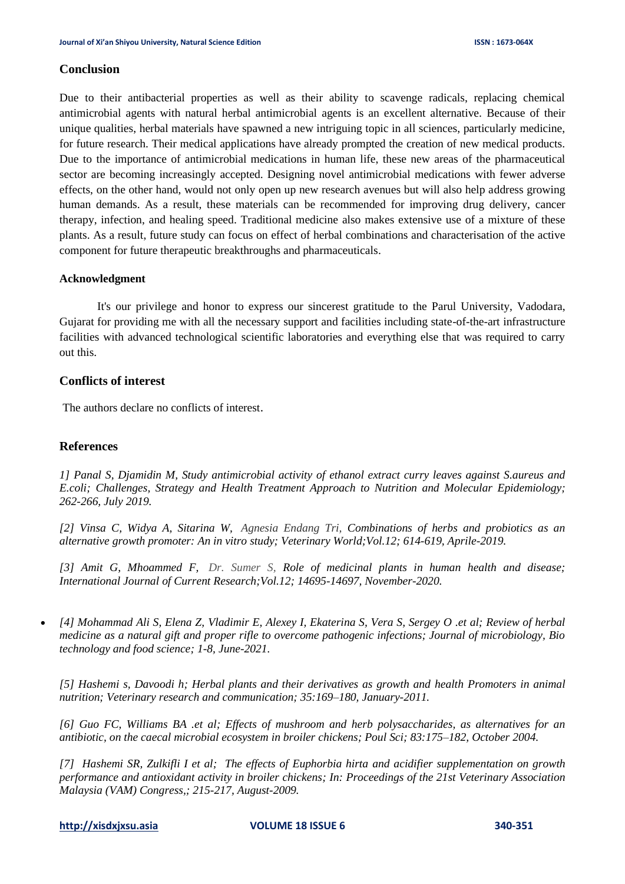## Conclusion

Due to their antibacterial properties as well as their ability to scavenge radicals, replacing chemical antimicrobial agents with natural herbal antimicrobial agents is an excellent alternative. Because of their unique qualities, herbal materials have spawned a new intriguing topic in all sciences, particularly medicine, for future research. Their medical applications have already prompted the creation of new medical products. Due to the importance of antimicrobial medications in human life, these new areas of the pharmaceutical sector are becoming increasingly accepted. Designing novel antimicrobial medications with fewer adverse effects, on the other hand, would not only open up new research avenues but will also help address growing human demands. As a result, these materials can be recommended for improving drug delivery, cancer therapy, infection, and healing speed. Traditional medicine also makes extensive use of a mixture of these plants. As a result, future study can focus on effect of herbal combinations and characterisation of the active component for future therapeutic breakthroughs and pharmaceuticals.

### Acknowledgment

It's our privilege and honor to express our sincerest gratitude to the Parul University, Vadodara, Gujarat for providing me with all the necessary support and facilities including state-of-the-art infrastructure facilities with advanced technological scientific laboratories and everything else that was required to carry out this.

## Conflicts of interest

The authors declare no conflicts of interest.

## References

*1] Panal S, Djamidin M, Study antimicrobial activity of ethanol extract curry leaves against S.aureus and E.coli; Challenges, Strategy and Health Treatment Approach to Nutrition and Molecular Epidemiology; 262-266, July 2019.*

*[2] Vinsa C, Widya A, Sitarina W, Agnesia Endang Tri, Combinations of herbs and probiotics as an alternative growth promoter: An in vitro study; Veterinary World;Vol.12; 614-619, Aprile-2019.*

*[3] Amit G, Mhoammed F, Dr. Sumer S, Role of medicinal plants in human health and disease; International Journal of Current Research;Vol.12; 14695-14697, November-2020.*

- *[4] Mohammad Ali S, Elena Z, Vladimir E, Alexey I, Ekaterina S, Vera S, Sergey O .et al; Review of herbal medicine as a natural gift and proper rifle to overcome pathogenic infections; Journal of microbiology, Bio technology and food science; 1-8, June-2021.*

*[5] Hashemi s, Davoodi h; Herbal plants and their derivatives as growth and health Promoters in animal nutrition; Veterinary research and communication; 35:169–180, January-2011.*

*[6] Guo FC, Williams BA .et al; Effects of mushroom and herb polysaccharides, as alternatives for an antibiotic, on the caecal microbial ecosystem in broiler chickens; Poul Sci; 83:175–182, October 2004.*

*[7] Hashemi SR, Zulkifli I et al; The effects of Euphorbia hirta and acidifier supplementation on growth performance and antioxidant activity in broiler chickens; In: Proceedings of the 21st Veterinary Association Malaysia (VAM) Congress,; 215-217, August-2009.*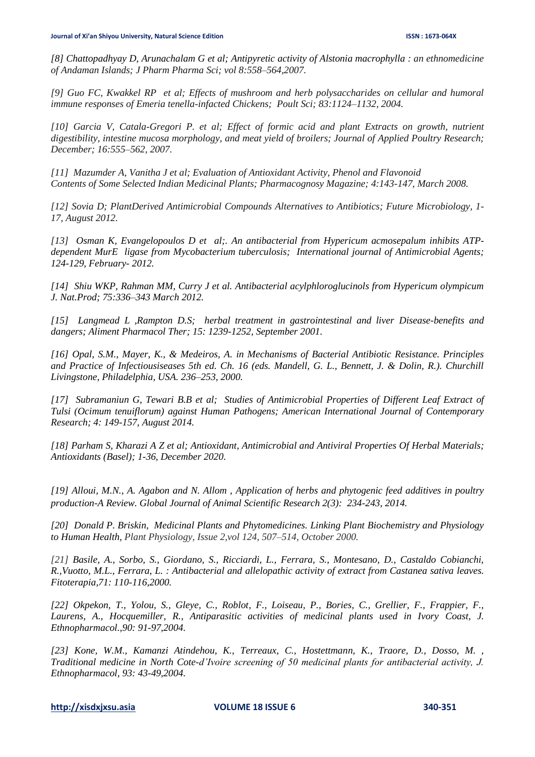*[8] Chattopadhyay D, Arunachalam G et al; Antipyretic activity of Alstonia macrophylla : an ethnomedicine of Andaman Islands; J Pharm Pharma Sci; vol 8:558–564,2007.*

*[9] Guo FC, Kwakkel RP et al; Effects of mushroom and herb polysaccharides on cellular and humoral immune responses of Emeria tenella-infacted Chickens; Poult Sci; 83:1124–1132, 2004.*

*[10] Garcia V, Catala-Gregori P. et al; Effect of formic acid and plant Extracts on growth, nutrient digestibility, intestine mucosa morphology, and meat yield of broilers; Journal of Applied Poultry Research; December; 16:555–562, 2007.*

*[11] Mazumder A, Vanitha J et al; Evaluation of Antioxidant Activity, Phenol and Flavonoid Contents of Some Selected Indian Medicinal Plants; Pharmacognosy Magazine; 4:143-147, March 2008.*

*[12] Sovia D; PlantDerived Antimicrobial Compounds Alternatives to Antibiotics; Future Microbiology, 1-17, August 2012.*

*[13] Osman K, Evangelopoulos D et al;. An antibacterial from Hypericum acmosepalum inhibits ATP-dependent MurE ligase from Mycobacterium tuberculosis; International journal of Antimicrobial Agents; 124-129, February- 2012.*

*[14] Shiu WKP, Rahman MM, Curry J et al. Antibacterial acylphloroglucinols from Hypericum olympicum J. Nat.Prod; 75:336–343 March 2012.*

*[15] Langmead L ,Rampton D.S; herbal treatment in gastrointestinal and liver Disease-benefits and dangers; Aliment Pharmacol Ther; 15: 1239-1252, September 2001.*

*[16] Opal, S.M., Mayer, K., & Medeiros, A. in Mechanisms of Bacterial Antibiotic Resistance. Principles and Practice of Infectiousiseases 5th ed. Ch. 16 (eds. Mandell, G. L., Bennett, J. & Dolin, R.). Churchill Livingstone, Philadelphia, USA. 236–253, 2000.*

*[17] Subramaniun G, Tewari B.B et al; Studies of Antimicrobial Properties of Different Leaf Extract of Tulsi (Ocimum tenuiflorum) against Human Pathogens; American International Journal of Contemporary Research; 4: 149-157, August 2014.*

*[18] Parham S, Kharazi A Z et al; Antioxidant, Antimicrobial and Antiviral Properties Of Herbal Materials; Antioxidants (Basel); 1-36, December 2020.*

*[19] Alloui, M.N., A. Agabon and N. Allom , Application of herbs and phytogenic feed additives in poultry production-A Review. Global Journal of Animal Scientific Research 2(3): 234-243, 2014.*

*[20] Donald P. Briskin, Medicinal Plants and Phytomedicines. Linking Plant Biochemistry and Physiology to Human Health, Plant Physiology, Issue 2,vol 124, 507–514, October 2000.*

*[21] Basile, A., Sorbo, S., Giordano, S., Ricciardi, L., Ferrara, S., Montesano, D., Castaldo Cobianchi, R.,Vuotto, M.L., Ferrara, L. : Antibacterial and allelopathic activity of extract from Castanea sativa leaves. Fitoterapia,71: 110-116,2000.*

*[22] Okpekon, T., Yolou, S., Gleye, C., Roblot, F., Loiseau, P., Bories, C., Grellier, F., Frappier, F., Laurens, A., Hocquemiller, R., Antiparasitic activities of medicinal plants used in Ivory Coast, J. Ethnopharmacol.,90: 91-97,2004.*

*[23] Kone, W.M., Kamanzi Atindehou, K., Terreaux, C., Hostettmann, K., Traore, D., Dosso, M. , Traditional medicine in North Cote-d'Ivoire screening of 50 medicinal plants for antibacterial activity, J. Ethnopharmacol, 93: 43-49,2004.*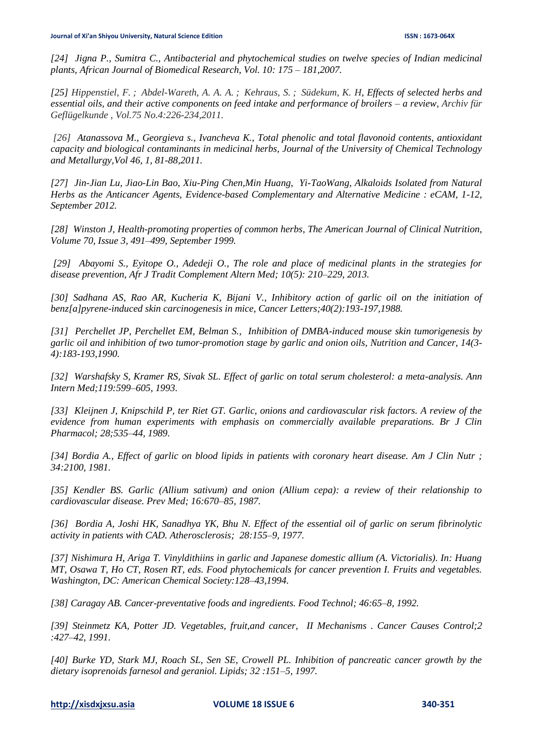*[24] Jigna P., Sumitra C., Antibacterial and phytochemical studies on twelve species of Indian medicinal plants, African Journal of Biomedical Research, Vol. 10: 175 – 181,2007.*

*[25] Hippenstiel, F. ; Abdel-Wareth, A. A. A. ; Kehraus, S. ; Südekum, K. H, Effects of selected herbs and essential oils, and their active components on feed intake and performance of broilers – a review, Archiv für Geflügelkunde , Vol.75 No.4:226-234,2011.*

*[26] Atanassova M., Georgieva s., Ivancheva K., Total phenolic and total flavonoid contents, antioxidant capacity and biological contaminants in medicinal herbs, Journal of the University of Chemical Technology and Metallurgy,Vol 46, 1, 81-88,2011.*

*[27] Jin-Jian Lu, Jiao-Lin Bao, Xiu-Ping Chen,Min Huang, Yi-TaoWang, Alkaloids Isolated from Natural Herbs as the Anticancer Agents, Evidence-based Complementary and Alternative Medicine : eCAM, 1-12, September 2012.*

*[28] Winston J, Health-promoting properties of common herbs, The American Journal of Clinical Nutrition, Volume 70, Issue 3, 491–499, September 1999.*

*[29] Abayomi S., Eyitope O., Adedeji O., The role and place of medicinal plants in the strategies for disease prevention, Afr J Tradit Complement Altern Med; 10(5): 210–229, 2013.*

*[30] Sadhana AS, Rao AR, Kucheria K, Bijani V., Inhibitory action of garlic oil on the initiation of benz[a]pyrene-induced skin carcinogenesis in mice, Cancer Letters;40(2):193-197,1988.*

*[31] Perchellet JP, Perchellet EM, Belman S., Inhibition of DMBA-induced mouse skin tumorigenesis by garlic oil and inhibition of two tumor-promotion stage by garlic and onion oils, Nutrition and Cancer, 14(3-4):183-193,1990.*

*[32] Warshafsky S, Kramer RS, Sivak SL. Effect of garlic on total serum cholesterol: a meta-analysis. Ann Intern Med;119:599–605, 1993.*

*[33] Kleijnen J, Knipschild P, ter Riet GT. Garlic, onions and cardiovascular risk factors. A review of the evidence from human experiments with emphasis on commercially available preparations. Br J Clin Pharmacol; 28;535–44, 1989.*

*[34] Bordia A., Effect of garlic on blood lipids in patients with coronary heart disease. Am J Clin Nutr ; 34:2100, 1981.*

*[35] Kendler BS. Garlic (Allium sativum) and onion (Allium cepa): a review of their relationship to cardiovascular disease. Prev Med; 16:670–85, 1987.*

*[36] Bordia A, Joshi HK, Sanadhya YK, Bhu N. Effect of the essential oil of garlic on serum fibrinolytic activity in patients with CAD. Atherosclerosis; 28:155–9, 1977.*

*[37] Nishimura H, Ariga T. Vinyldithiins in garlic and Japanese domestic allium (A. Victorialis). In: Huang MT, Osawa T, Ho CT, Rosen RT, eds. Food phytochemicals for cancer prevention I. Fruits and vegetables. Washington, DC: American Chemical Society:128–43,1994.*

*[38] Caragay AB. Cancer-preventative foods and ingredients. Food Technol; 46:65–8, 1992.*

*[39] Steinmetz KA, Potter JD. Vegetables, fruit,and cancer, II Mechanisms . Cancer Causes Control;2 :427–42, 1991.*

*[40] Burke YD, Stark MJ, Roach SL, Sen SE, Crowell PL. Inhibition of pancreatic cancer growth by the dietary isoprenoids farnesol and geraniol. Lipids; 32 :151–5, 1997.*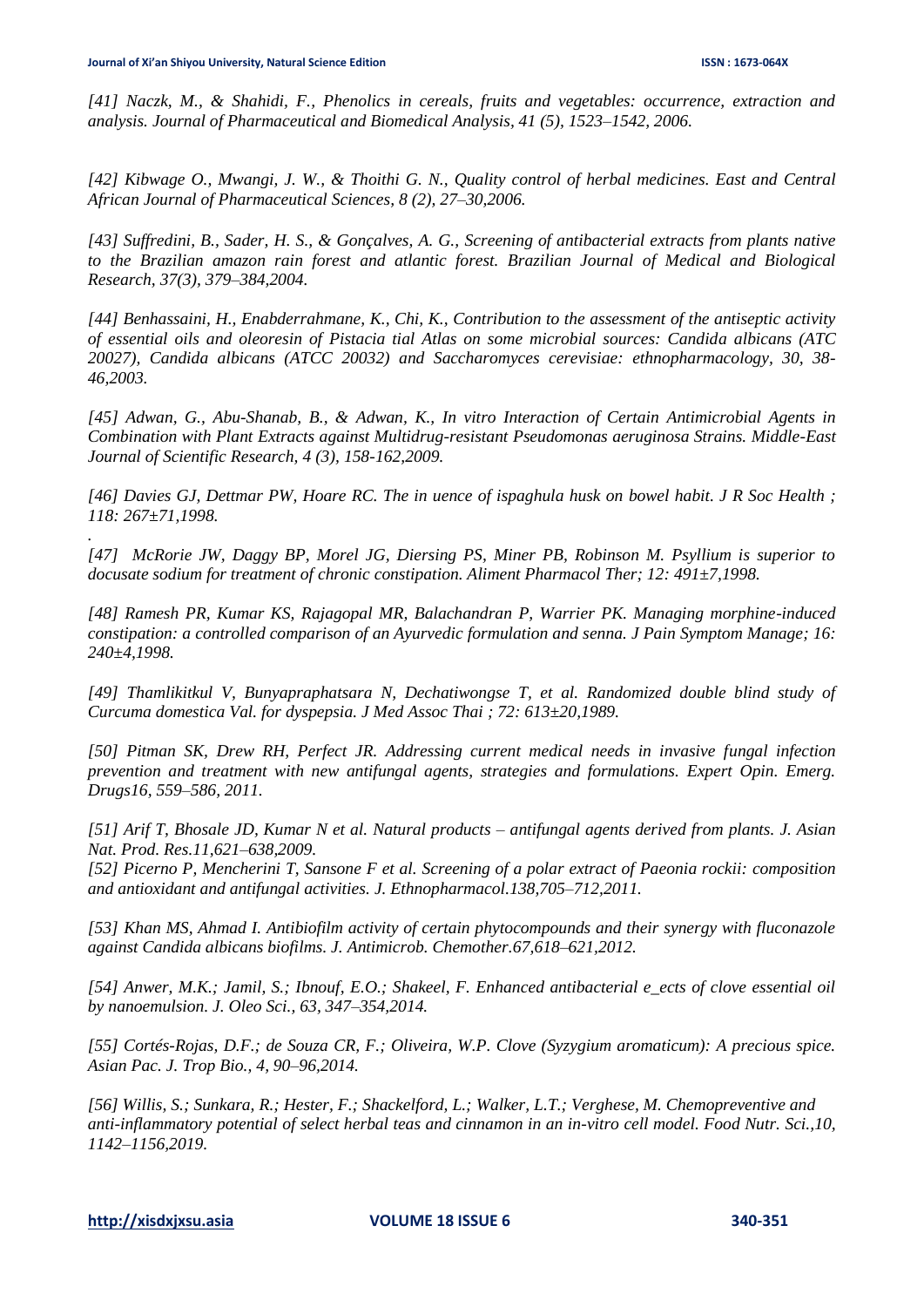*[41] Naczk, M., & Shahidi, F., Phenolics in cereals, fruits and vegetables: occurrence, extraction and analysis. Journal of Pharmaceutical and Biomedical Analysis, 41 (5), 1523–1542, 2006.*

*[42] Kibwage O., Mwangi, J. W., & Thoithi G. N., Quality control of herbal medicines. East and Central African Journal of Pharmaceutical Sciences, 8 (2), 27–30,2006.*

*[43] Suffredini, B., Sader, H. S., & Gonçalves, A. G., Screening of antibacterial extracts from plants native to the Brazilian amazon rain forest and atlantic forest. Brazilian Journal of Medical and Biological Research, 37(3), 379–384,2004.*

*[44] Benhassaini, H., Enabderrahmane, K., Chi, K., Contribution to the assessment of the antiseptic activity of essential oils and oleoresin of Pistacia tial Atlas on some microbial sources: Candida albicans (ATC 20027), Candida albicans (ATCC 20032) and Saccharomyces cerevisiae: ethnopharmacology, 30, 38-46,2003.*

*[45] Adwan, G., Abu-Shanab, B., & Adwan, K., In vitro Interaction of Certain Antimicrobial Agents in Combination with Plant Extracts against Multidrug-resistant Pseudomonas aeruginosa Strains. Middle-East Journal of Scientific Research, 4 (3), 158-162,2009.*

*[46] Davies GJ, Dettmar PW, Hoare RC. The in uence of ispaghula husk on bowel habit. J R Soc Health ; 118: 267±71,1998.*

.

*[47] McRorie JW, Daggy BP, Morel JG, Diersing PS, Miner PB, Robinson M. Psyllium is superior to docusate sodium for treatment of chronic constipation. Aliment Pharmacol Ther; 12: 491±7,1998.*

*[48] Ramesh PR, Kumar KS, Rajagopal MR, Balachandran P, Warrier PK. Managing morphine-induced constipation: a controlled comparison of an Ayurvedic formulation and senna. J Pain Symptom Manage; 16: 240±4,1998.*

*[49] Thamlikitkul V, Bunyapraphatsara N, Dechatiwongse T, et al. Randomized double blind study of Curcuma domestica Val. for dyspepsia. J Med Assoc Thai ; 72: 613±20,1989.*

*[50] Pitman SK, Drew RH, Perfect JR. Addressing current medical needs in invasive fungal infection prevention and treatment with new antifungal agents, strategies and formulations. Expert Opin. Emerg. Drugs16, 559–586, 2011.*

*[51] Arif T, Bhosale JD, Kumar N et al. Natural products – antifungal agents derived from plants. J. Asian Nat. Prod. Res.11,621–638,2009.*

*[52] Picerno P, Mencherini T, Sansone F et al. Screening of a polar extract of Paeonia rockii: composition and antioxidant and antifungal activities. J. Ethnopharmacol.138,705–712,2011.*

*[53] Khan MS, Ahmad I. Antibiofilm activity of certain phytocompounds and their synergy with fluconazole against Candida albicans biofilms. J. Antimicrob. Chemother.67,618–621,2012.*

*[54] Anwer, M.K.; Jamil, S.; Ibnouf, E.O.; Shakeel, F. Enhanced antibacterial e_ects of clove essential oil by nanoemulsion. J. Oleo Sci., 63, 347–354,2014.*

*[55] Cortés-Rojas, D.F.; de Souza CR, F.; Oliveira, W.P. Clove (Syzygium aromaticum): A precious spice. Asian Pac. J. Trop Bio., 4, 90–96,2014.*

*[56] Willis, S.; Sunkara, R.; Hester, F.; Shackelford, L.; Walker, L.T.; Verghese, M. Chemopreventive and anti-inflammatory potential of select herbal teas and cinnamon in an in-vitro cell model. Food Nutr. Sci.,10, 1142–1156,2019.*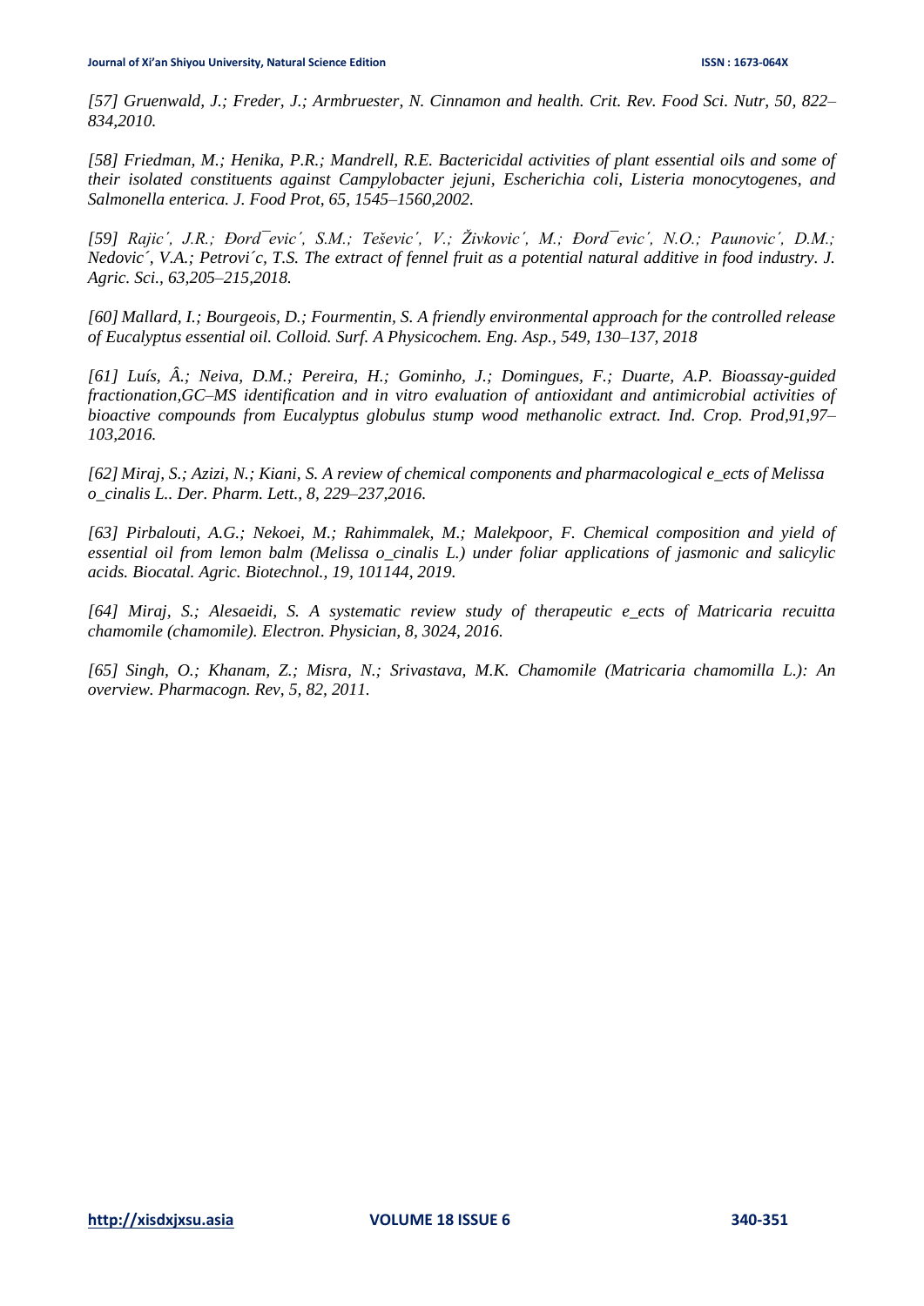*[57] Gruenwald, J.; Freder, J.; Armbruester, N. Cinnamon and health. Crit. Rev. Food Sci. Nutr, 50, 822–834,2010.*

*[58] Friedman, M.; Henika, P.R.; Mandrell, R.E. Bactericidal activities of plant essential oils and some of their isolated constituents against Campylobacter jejuni, Escherichia coli, Listeria monocytogenes, and Salmonella enterica. J. Food Prot, 65, 1545–1560,2002.*

*[59] Rajic´, J.R.; Ðord¯evic´, S.M.; Teševic´, V.; Živkovic´, M.; Ðord¯evic´, N.O.; Paunovic´, D.M.; Nedovic´, V.A.; Petrovi´c, T.S. The extract of fennel fruit as a potential natural additive in food industry. J. Agric. Sci., 63,205–215,2018.*

*[60] Mallard, I.; Bourgeois, D.; Fourmentin, S. A friendly environmental approach for the controlled release of Eucalyptus essential oil. Colloid. Surf. A Physicochem. Eng. Asp., 549, 130–137, 2018*

*[61] Luís, Â.; Neiva, D.M.; Pereira, H.; Gominho, J.; Domingues, F.; Duarte, A.P. Bioassay-guided fractionation,GC–MS identification and in vitro evaluation of antioxidant and antimicrobial activities of bioactive compounds from Eucalyptus globulus stump wood methanolic extract. Ind. Crop. Prod,91,97–103,2016.*

*[62] Miraj, S.; Azizi, N.; Kiani, S. A review of chemical components and pharmacological e_ects of Melissa o_cinalis L.. Der. Pharm. Lett., 8, 229–237,2016.*

*[63] Pirbalouti, A.G.; Nekoei, M.; Rahimmalek, M.; Malekpoor, F. Chemical composition and yield of essential oil from lemon balm (Melissa o_cinalis L.) under foliar applications of jasmonic and salicylic acids. Biocatal. Agric. Biotechnol., 19, 101144, 2019.*

*[64] Miraj, S.; Alesaeidi, S. A systematic review study of therapeutic e_ects of Matricaria recuitta chamomile (chamomile). Electron. Physician, 8, 3024, 2016.*

*[65] Singh, O.; Khanam, Z.; Misra, N.; Srivastava, M.K. Chamomile (Matricaria chamomilla L.): An overview. Pharmacogn. Rev, 5, 82, 2011.*